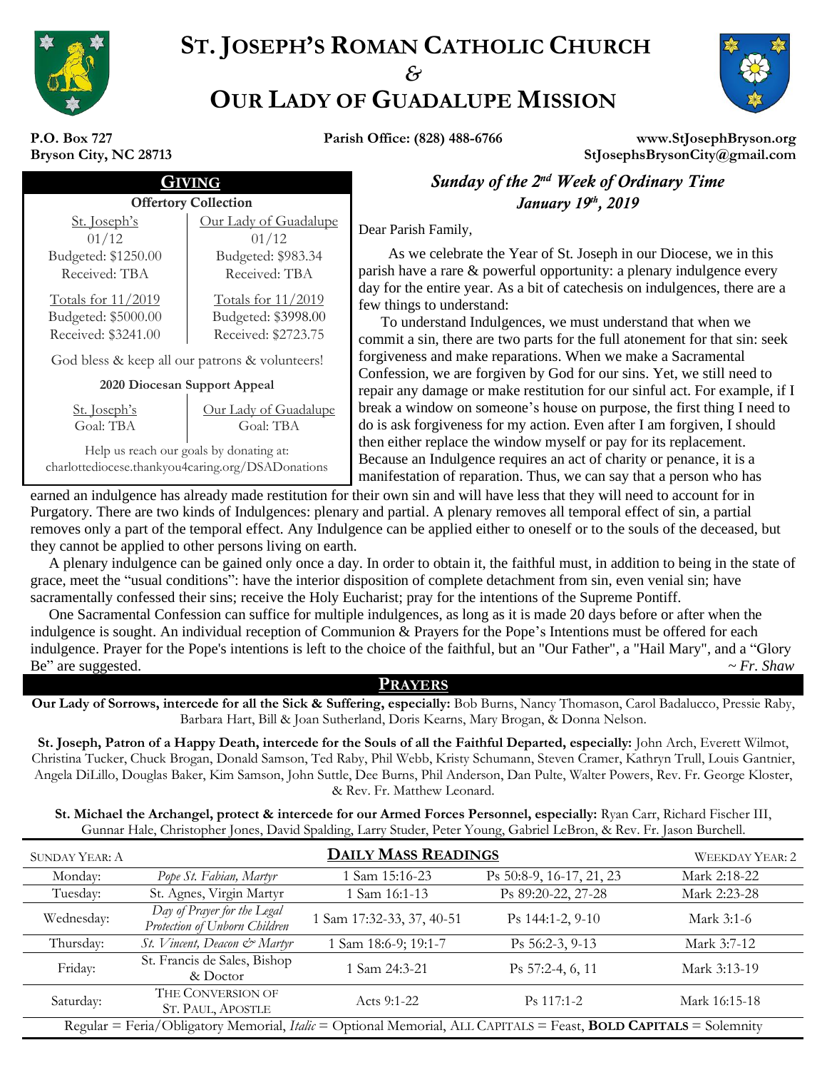# ST. JOSEPH'S ROMAN CATHOLIC CHURCH
## &
# OUR LADY OF GUADALUPE MISSION

**P.O. Box 727**
**Bryson City, NC 28713**

**Parish Office: (828) 488-6766**

**www.StJosephBryson.org**
**StJosephsBrysonCity@gmail.com**

## GIVING

**Offertory Collection**

| St. Joseph's | Our Lady of Guadalupe |
|---|---|
| 01/12 | 01/12 |
| Budgeted: $1250.00 | Budgeted: $983.34 |
| Received: TBA | Received: TBA |
| Totals for 11/2019 | Totals for 11/2019 |
| Budgeted: $5000.00 | Budgeted: $3998.00 |
| Received: $3241.00 | Received: $2723.75 |

God bless & keep all our patrons & volunteers!

**2020 Diocesan Support Appeal**

| St. Joseph's | Our Lady of Guadalupe |
|---|---|
| Goal: TBA | Goal: TBA |

Help us reach our goals by donating at:
charlottediocese.thankyou4caring.org/DSADonations

## *Sunday of the 2nd Week of Ordinary Time*
## *January 19th, 2019*

Dear Parish Family,

As we celebrate the Year of St. Joseph in our Diocese, we in this parish have a rare & powerful opportunity: a plenary indulgence every day for the entire year. As a bit of catechesis on indulgences, there are a few things to understand:

To understand Indulgences, we must understand that when we commit a sin, there are two parts for the full atonement for that sin: seek forgiveness and make reparations. When we make a Sacramental Confession, we are forgiven by God for our sins. Yet, we still need to repair any damage or make restitution for our sinful act. For example, if I break a window on someone's house on purpose, the first thing I need to do is ask forgiveness for my action. Even after I am forgiven, I should then either replace the window myself or pay for its replacement. Because an Indulgence requires an act of charity or penance, it is a manifestation of reparation. Thus, we can say that a person who has earned an indulgence has already made restitution for their own sin and will have less that they will need to account for in Purgatory. There are two kinds of Indulgences: plenary and partial. A plenary removes all temporal effect of sin, a partial removes only a part of the temporal effect. Any Indulgence can be applied either to oneself or to the souls of the deceased, but they cannot be applied to other persons living on earth.

A plenary indulgence can be gained only once a day. In order to obtain it, the faithful must, in addition to being in the state of grace, meet the "usual conditions": have the interior disposition of complete detachment from sin, even venial sin; have sacramentally confessed their sins; receive the Holy Eucharist; pray for the intentions of the Supreme Pontiff.

One Sacramental Confession can suffice for multiple indulgences, as long as it is made 20 days before or after when the indulgence is sought. An individual reception of Communion & Prayers for the Pope's Intentions must be offered for each indulgence. Prayer for the Pope's intentions is left to the choice of the faithful, but an "Our Father", a "Hail Mary", and a "Glory Be" are suggested.

*~ Fr. Shaw*

## PRAYERS

**Our Lady of Sorrows, intercede for all the Sick & Suffering, especially:** Bob Burns, Nancy Thomason, Carol Badalucco, Pressie Raby, Barbara Hart, Bill & Joan Sutherland, Doris Kearns, Mary Brogan, & Donna Nelson.

**St. Joseph, Patron of a Happy Death, intercede for the Souls of all the Faithful Departed, especially:** John Arch, Everett Wilmot, Christina Tucker, Chuck Brogan, Donald Samson, Ted Raby, Phil Webb, Kristy Schumann, Steven Cramer, Kathryn Trull, Louis Gantnier, Angela DiLillo, Douglas Baker, Kim Samson, John Suttle, Dee Burns, Phil Anderson, Dan Pulte, Walter Powers, Rev. Fr. George Kloster, & Rev. Fr. Matthew Leonard.

**St. Michael the Archangel, protect & intercede for our Armed Forces Personnel, especially:** Ryan Carr, Richard Fischer III, Gunnar Hale, Christopher Jones, David Spalding, Larry Studer, Peter Young, Gabriel LeBron, & Rev. Fr. Jason Burchell.

## DAILY MASS READINGS

SUNDAY YEAR: A — WEEKDAY YEAR: 2

| Day | Celebration | First Reading | Psalm | Gospel |
|---|---|---|---|---|
| Monday: | *Pope St. Fabian, Martyr* | 1 Sam 15:16-23 | Ps 50:8-9, 16-17, 21, 23 | Mark 2:18-22 |
| Tuesday: | St. Agnes, Virgin Martyr | 1 Sam 16:1-13 | Ps 89:20-22, 27-28 | Mark 2:23-28 |
| Wednesday: | *Day of Prayer for the Legal Protection of Unborn Children* | 1 Sam 17:32-33, 37, 40-51 | Ps 144:1-2, 9-10 | Mark 3:1-6 |
| Thursday: | *St. Vincent, Deacon & Martyr* | 1 Sam 18:6-9; 19:1-7 | Ps 56:2-3, 9-13 | Mark 3:7-12 |
| Friday: | St. Francis de Sales, Bishop & Doctor | 1 Sam 24:3-21 | Ps 57:2-4, 6, 11 | Mark 3:13-19 |
| Saturday: | THE CONVERSION OF ST. PAUL, APOSTLE | Acts 9:1-22 | Ps 117:1-2 | Mark 16:15-18 |

Regular = Feria/Obligatory Memorial, *Italic* = Optional Memorial, ALL CAPITALS = Feast, **BOLD CAPITALS** = Solemnity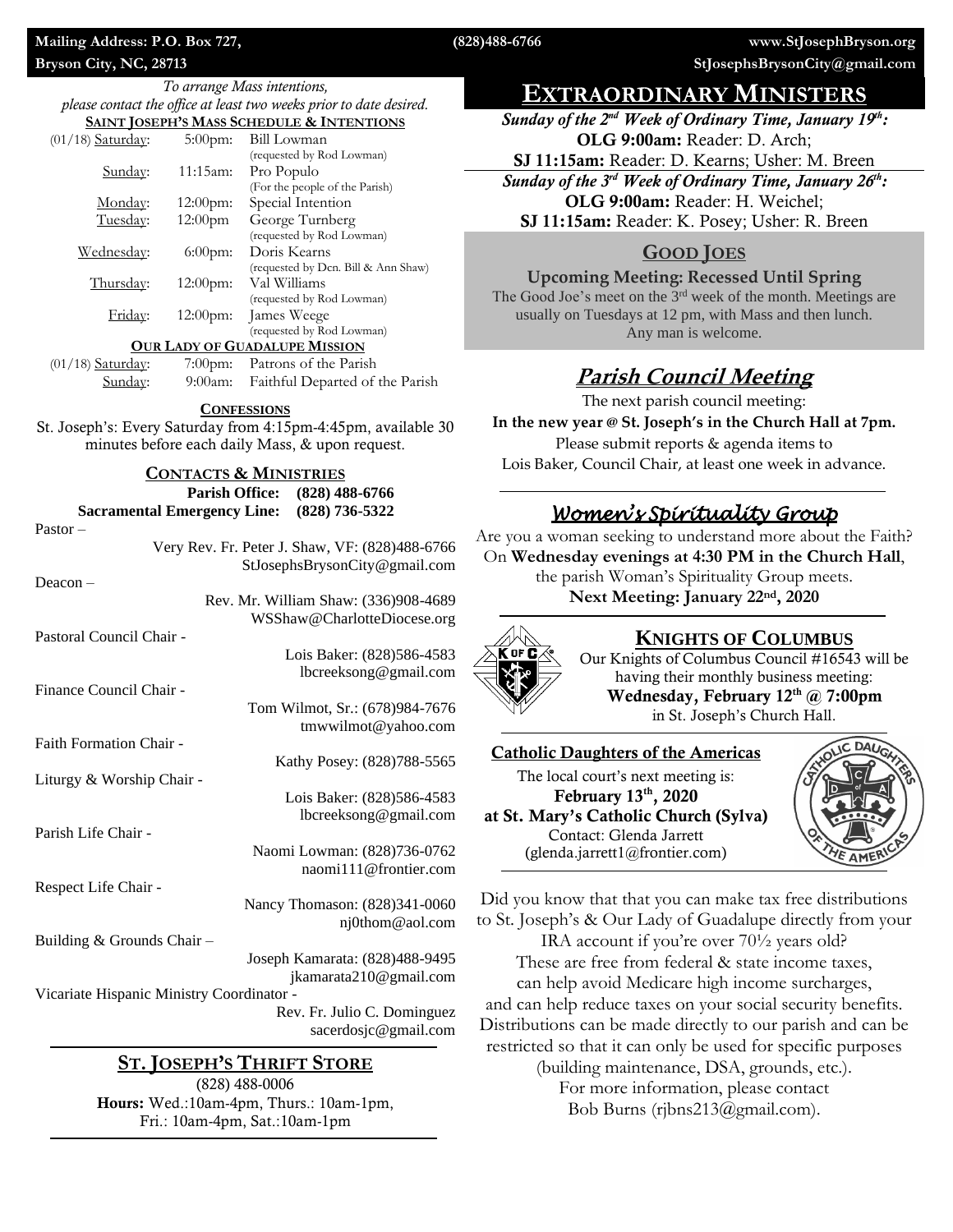**Mailing Address: P.O. Box 727, Bryson City, NC, 28713** | **(828)488-6766** | **www.StJosephBryson.org** | **StJosephsBrysonCity@gmail.com**

*To arrange Mass intentions, please contact the office at least two weeks prior to date desired.*

**SAINT JOSEPH'S MASS SCHEDULE & INTENTIONS**

| | | |
|---|---|---|
| (01/18) Saturday: | 5:00pm: | Bill Lowman (requested by Rod Lowman) |
| Sunday: | 11:15am: | Pro Populo (For the people of the Parish) |
| Monday: | 12:00pm: | Special Intention |
| Tuesday: | 12:00pm | George Turnberg (requested by Rod Lowman) |
| Wednesday: | 6:00pm: | Doris Kearns (requested by Dcn. Bill & Ann Shaw) |
| Thursday: | 12:00pm: | Val Williams (requested by Rod Lowman) |
| Friday: | 12:00pm: | James Weege (requested by Rod Lowman) |

**OUR LADY OF GUADALUPE MISSION**

| | | |
|---|---|---|
| (01/18) Saturday: | 7:00pm: | Patrons of the Parish |
| Sunday: | 9:00am: | Faithful Departed of the Parish |

**CONFESSIONS**

St. Joseph's: Every Saturday from 4:15pm-4:45pm, available 30 minutes before each daily Mass, & upon request.

**CONTACTS & MINISTRIES**

**Parish Office: (828) 488-6766**
**Sacramental Emergency Line: (828) 736-5322**

Pastor – Very Rev. Fr. Peter J. Shaw, VF: (828)488-6766 StJosephsBrysonCity@gmail.com

Deacon – Rev. Mr. William Shaw: (336)908-4689 WSShaw@CharlotteDiocese.org

Pastoral Council Chair - Lois Baker: (828)586-4583 lbcreeksong@gmail.com

Finance Council Chair - Tom Wilmot, Sr.: (678)984-7676 tmwwilmot@yahoo.com

Faith Formation Chair - Kathy Posey: (828)788-5565

Liturgy & Worship Chair - Lois Baker: (828)586-4583 lbcreeksong@gmail.com

Parish Life Chair - Naomi Lowman: (828)736-0762 naomi111@frontier.com

Respect Life Chair - Nancy Thomason: (828)341-0060 nj0thom@aol.com

Building & Grounds Chair – Joseph Kamarata: (828)488-9495 jkamarata210@gmail.com

Vicariate Hispanic Ministry Coordinator - Rev. Fr. Julio C. Dominguez sacerdosjc@gmail.com

## ST. JOSEPH'S THRIFT STORE

(828) 488-0006

**Hours:** Wed.:10am-4pm, Thurs.: 10am-1pm, Fri.: 10am-4pm, Sat.:10am-1pm

## EXTRAORDINARY MINISTERS

***Sunday of the 2nd Week of Ordinary Time, January 19th:***
**OLG 9:00am:** Reader: D. Arch;
**SJ 11:15am:** Reader: D. Kearns; Usher: M. Breen

***Sunday of the 3rd Week of Ordinary Time, January 26th:***
**OLG 9:00am:** Reader: H. Weichel;
**SJ 11:15am:** Reader: K. Posey; Usher: R. Breen

## GOOD JOES

**Upcoming Meeting: Recessed Until Spring**

The Good Joe's meet on the 3rd week of the month. Meetings are usually on Tuesdays at 12 pm, with Mass and then lunch. Any man is welcome.

## *Parish Council Meeting*

The next parish council meeting:
**In the new year @ St. Joseph's in the Church Hall at 7pm.**
Please submit reports & agenda items to Lois Baker, Council Chair, at least one week in advance.

## *Women's Spirituality Group*

Are you a woman seeking to understand more about the Faith? On **Wednesday evenings at 4:30 PM in the Church Hall**, the parish Woman's Spirituality Group meets.
**Next Meeting: January 22nd, 2020**

## KNIGHTS OF COLUMBUS

Our Knights of Columbus Council #16543 will be having their monthly business meeting:
**Wednesday, February 12th @ 7:00pm**
in St. Joseph's Church Hall.

**Catholic Daughters of the Americas**

The local court's next meeting is:
**February 13th, 2020**
**at St. Mary's Catholic Church (Sylva)**
Contact: Glenda Jarrett (glenda.jarrett1@frontier.com)

Did you know that that you can make tax free distributions to St. Joseph's & Our Lady of Guadalupe directly from your IRA account if you're over 70½ years old?
These are free from federal & state income taxes, can help avoid Medicare high income surcharges, and can help reduce taxes on your social security benefits. Distributions can be made directly to our parish and can be restricted so that it can only be used for specific purposes (building maintenance, DSA, grounds, etc.).
For more information, please contact Bob Burns (rjbns213@gmail.com).